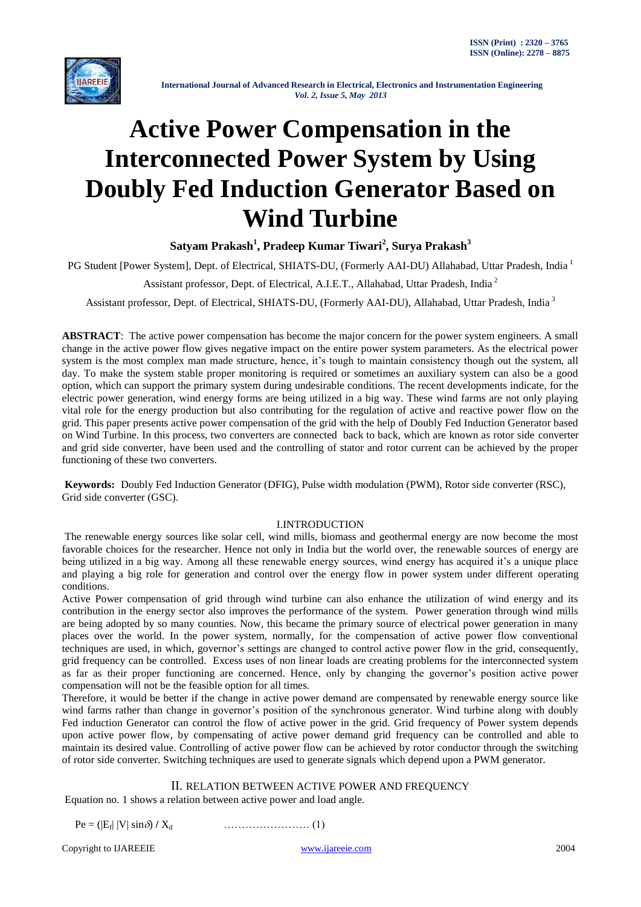# Active Power Compensation in the Interconnected Power System by Using Doubly Fed Induction Generator Based on Wind Turbine

**Satyam Prakash[1], Pradeep Kumar Tiwari[2], Surya Prakash[3]**

PG Student [Power System], Dept. of Electrical, SHIATS-DU, (Formerly AAI-DU) Allahabad, Uttar Pradesh, India [1]

Assistant professor, Dept. of Electrical, A.I.E.T., Allahabad, Uttar Pradesh, India [2]

Assistant professor, Dept. of Electrical, SHIATS-DU, (Formerly AAI-DU), Allahabad, Uttar Pradesh, India [3]

**ABSTRACT**: The active power compensation has become the major concern for the power system engineers. A small change in the active power flow gives negative impact on the entire power system parameters. As the electrical power system is the most complex man made structure, hence, it's tough to maintain consistency though out the system, all day. To make the system stable proper monitoring is required or sometimes an auxiliary system can also be a good option, which can support the primary system during undesirable conditions. The recent developments indicate, for the electric power generation, wind energy forms are being utilized in a big way. These wind farms are not only playing vital role for the energy production but also contributing for the regulation of active and reactive power flow on the grid. This paper presents active power compensation of the grid with the help of Doubly Fed Induction Generator based on Wind Turbine. In this process, two converters are connected back to back, which are known as rotor side converter and grid side converter, have been used and the controlling of stator and rotor current can be achieved by the proper functioning of these two converters.

**Keywords:** Doubly Fed Induction Generator (DFIG), Pulse width modulation (PWM), Rotor side converter (RSC), Grid side converter (GSC).

## I.INTRODUCTION

The renewable energy sources like solar cell, wind mills, biomass and geothermal energy are now become the most favorable choices for the researcher. Hence not only in India but the world over, the renewable sources of energy are being utilized in a big way. Among all these renewable energy sources, wind energy has acquired it's a unique place and playing a big role for generation and control over the energy flow in power system under different operating conditions.

Active Power compensation of grid through wind turbine can also enhance the utilization of wind energy and its contribution in the energy sector also improves the performance of the system. Power generation through wind mills are being adopted by so many counties. Now, this became the primary source of electrical power generation in many places over the world. In the power system, normally, for the compensation of active power flow conventional techniques are used, in which, governor's settings are changed to control active power flow in the grid, consequently, grid frequency can be controlled. Excess uses of non linear loads are creating problems for the interconnected system as far as their proper functioning are concerned. Hence, only by changing the governor's position active power compensation will not be the feasible option for all times.

Therefore, it would be better if the change in active power demand are compensated by renewable energy source like wind farms rather than change in governor's position of the synchronous generator. Wind turbine along with doubly Fed induction Generator can control the flow of active power in the grid. Grid frequency of Power system depends upon active power flow, by compensating of active power demand grid frequency can be controlled and able to maintain its desired value. Controlling of active power flow can be achieved by rotor conductor through the switching of rotor side converter. Switching techniques are used to generate signals which depend upon a PWM generator.

## II. RELATION BETWEEN ACTIVE POWER AND FREQUENCY

Equation no. 1 shows a relation between active power and load angle.

$$P_e = (|E_f|\,|V|\sin\delta)\,/\,X_d \qquad \ldots\ldots\ldots\ldots\ldots\ldots\ldots (1)$$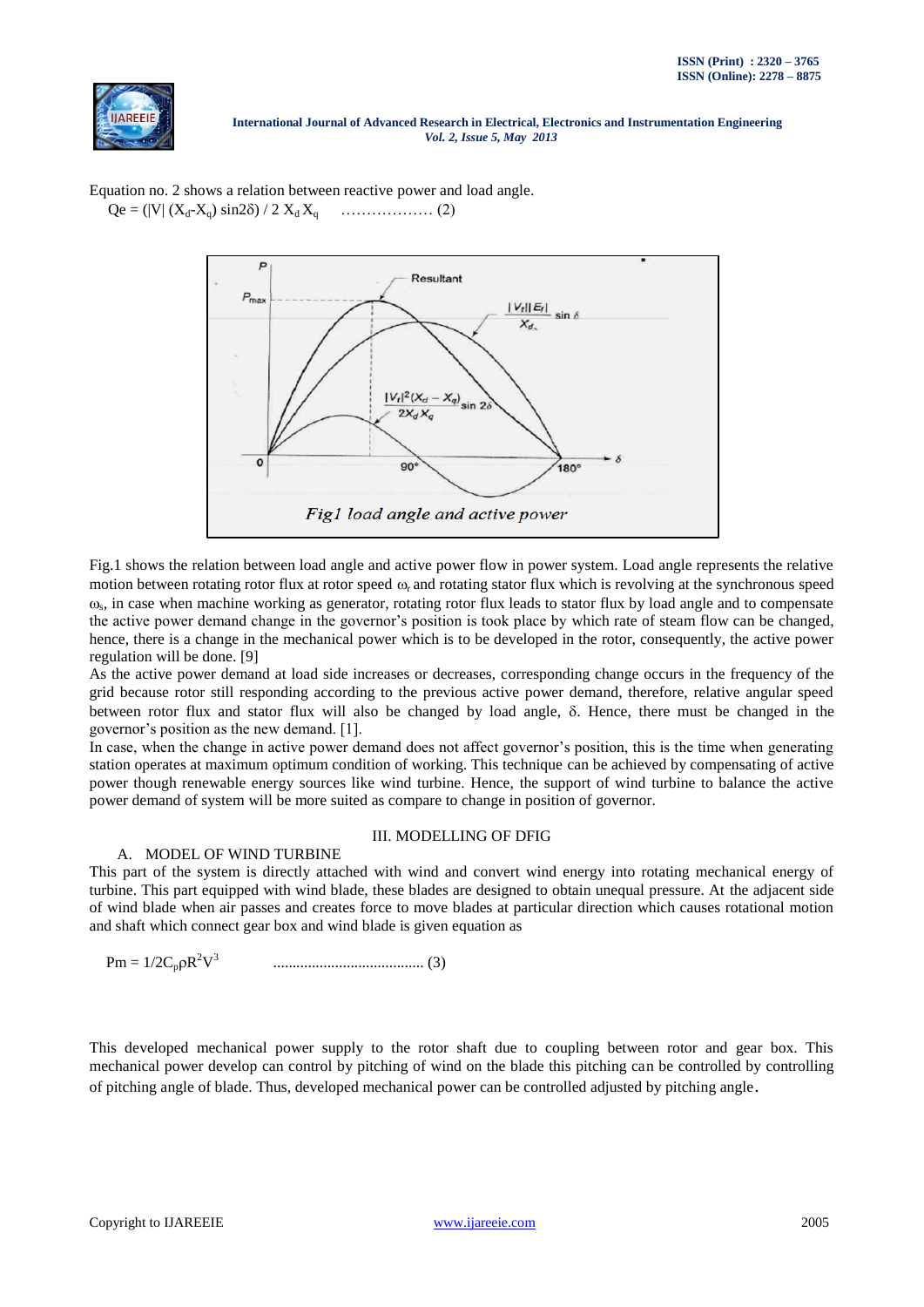Equation no. 2 shows a relation between reactive power and load angle.

$$Qe = (|V| (X_d\text{-}X_q) \sin 2\delta) / 2 X_d X_q \quad \ldots\ldots\ldots\ldots\ldots\ldots (2)$$

*Fig1 load angle and active power*

Fig.1 shows the relation between load angle and active power flow in power system. Load angle represents the relative motion between rotating rotor flux at rotor speed $\omega_r$ and rotating stator flux which is revolving at the synchronous speed $\omega_s$, in case when machine working as generator, rotating rotor flux leads to stator flux by load angle and to compensate the active power demand change in the governor's position is took place by which rate of steam flow can be changed, hence, there is a change in the mechanical power which is to be developed in the rotor, consequently, the active power regulation will be done. [9]

As the active power demand at load side increases or decreases, corresponding change occurs in the frequency of the grid because rotor still responding according to the previous active power demand, therefore, relative angular speed between rotor flux and stator flux will also be changed by load angle, δ. Hence, there must be changed in the governor's position as the new demand. [1].

In case, when the change in active power demand does not affect governor's position, this is the time when generating station operates at maximum optimum condition of working. This technique can be achieved by compensating of active power though renewable energy sources like wind turbine. Hence, the support of wind turbine to balance the active power demand of system will be more suited as compare to change in position of governor.

## III. MODELLING OF DFIG

### A. MODEL OF WIND TURBINE

This part of the system is directly attached with wind and convert wind energy into rotating mechanical energy of turbine. This part equipped with wind blade, these blades are designed to obtain unequal pressure. At the adjacent side of wind blade when air passes and creates force to move blades at particular direction which causes rotational motion and shaft which connect gear box and wind blade is given equation as

$$Pm = 1/2 C_p \rho R^2 V^3 \quad \ldots\ldots\ldots\ldots\ldots\ldots\ldots\ldots\ldots\ldots\ldots\ldots (3)$$

This developed mechanical power supply to the rotor shaft due to coupling between rotor and gear box. This mechanical power develop can control by pitching of wind on the blade this pitching can be controlled by controlling of pitching angle of blade. Thus, developed mechanical power can be controlled adjusted by pitching angle.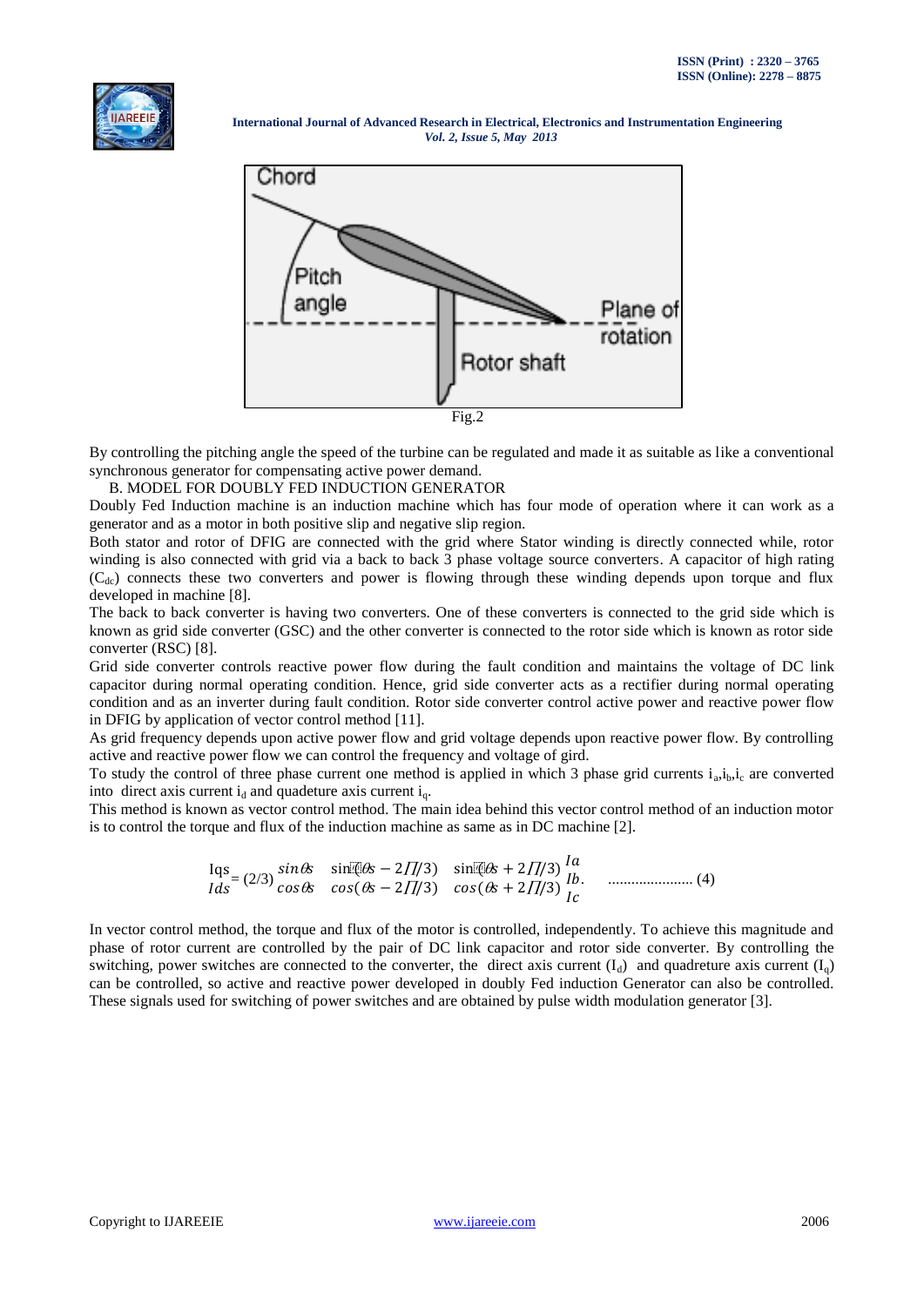Fig.2

By controlling the pitching angle the speed of the turbine can be regulated and made it as suitable as like a conventional synchronous generator for compensating active power demand.

B. MODEL FOR DOUBLY FED INDUCTION GENERATOR

Doubly Fed Induction machine is an induction machine which has four mode of operation where it can work as a generator and as a motor in both positive slip and negative slip region.

Both stator and rotor of DFIG are connected with the grid where Stator winding is directly connected while, rotor winding is also connected with grid via a back to back 3 phase voltage source converters. A capacitor of high rating ($C_{dc}$) connects these two converters and power is flowing through these winding depends upon torque and flux developed in machine [8].

The back to back converter is having two converters. One of these converters is connected to the grid side which is known as grid side converter (GSC) and the other converter is connected to the rotor side which is known as rotor side converter (RSC) [8].

Grid side converter controls reactive power flow during the fault condition and maintains the voltage of DC link capacitor during normal operating condition. Hence, grid side converter acts as a rectifier during normal operating condition and as an inverter during fault condition. Rotor side converter control active power and reactive power flow in DFIG by application of vector control method [11].

As grid frequency depends upon active power flow and grid voltage depends upon reactive power flow. By controlling active and reactive power flow we can control the frequency and voltage of gird.

To study the control of three phase current one method is applied in which 3 phase grid currents $i_a$,$i_b$,$i_c$ are converted into direct axis current $i_d$ and quadeture axis current $i_q$.

This method is known as vector control method. The main idea behind this vector control method of an induction motor is to control the torque and flux of the induction machine as same as in DC machine [2].

$$\begin{bmatrix} Iqs \\ Ids \end{bmatrix} = (2/3) \begin{bmatrix} \sin\theta s & \sin(\theta s - 2\Pi/3) & \sin(\theta s + 2\Pi/3) \\ \cos\theta s & \cos(\theta s - 2\Pi/3) & \cos(\theta s + 2\Pi/3) \end{bmatrix} \begin{bmatrix} Ia \\ Ib \\ Ic \end{bmatrix} \quad \text{...................... (4)}$$

In vector control method, the torque and flux of the motor is controlled, independently. To achieve this magnitude and phase of rotor current are controlled by the pair of DC link capacitor and rotor side converter. By controlling the switching, power switches are connected to the converter, the direct axis current ($I_d$) and quadreture axis current ($I_q$) can be controlled, so active and reactive power developed in doubly Fed induction Generator can also be controlled. These signals used for switching of power switches and are obtained by pulse width modulation generator [3].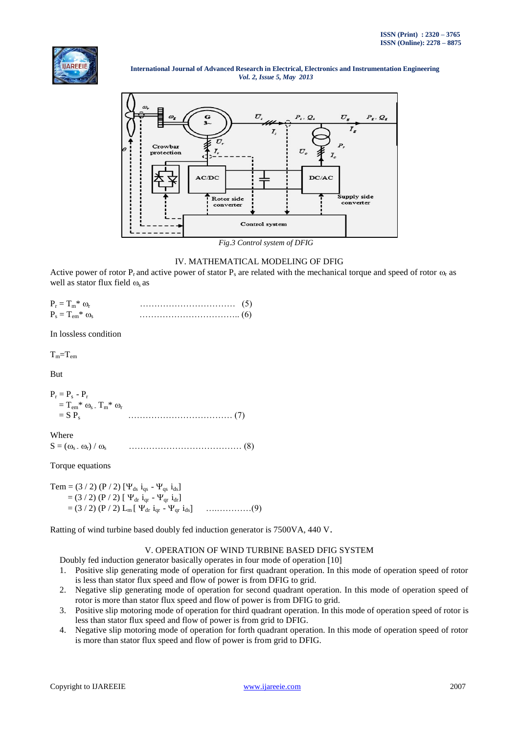Fig.3 Control system of DFIG

## IV. MATHEMATICAL MODELING OF DFIG

Active power of rotor $P_r$ and active power of stator $P_s$ are related with the mechanical torque and speed of rotor $\omega_r$ as well as stator flux field $\omega_s$ as

$$P_r = T_m * \omega_r \quad \text{.................................} \quad (5)$$

$$P_s = T_{em} * \omega_s \quad \text{..................................} \quad (6)$$

In lossless condition

$T_m = T_{em}$

But

$$P_r = P_s - P_r$$
$$= T_{em} * \omega_s - T_m * \omega_r$$
$$= S\, P_s \quad \text{....................................} \quad (7)$$

Where

$$S = (\omega_s - \omega_r) / \omega_s \quad \text{.......................................} \quad (8)$$

Torque equations

$$Tem = (3/2)(P/2)[\Psi_{ds}\, i_{qs} - \Psi_{qs}\, i_{ds}]$$
$$= (3/2)(P/2)[\Psi_{dr}\, i_{qr} - \Psi_{qr}\, i_{dr}]$$
$$= (3/2)(P/2)\, L_m [\Psi_{dr}\, i_{qr} - \Psi_{qr}\, i_{ds}] \quad \text{................} (9)$$

Ratting of wind turbine based doubly fed induction generator is 7500VA, 440 V.

## V. OPERATION OF WIND TURBINE BASED DFIG SYSTEM

Doubly fed induction generator basically operates in four mode of operation [10]

1. Positive slip generating mode of operation for first quadrant operation. In this mode of operation speed of rotor is less than stator flux speed and flow of power is from DFIG to grid.
2. Negative slip generating mode of operation for second quadrant operation. In this mode of operation speed of rotor is more than stator flux speed and flow of power is from DFIG to grid.
3. Positive slip motoring mode of operation for third quadrant operation. In this mode of operation speed of rotor is less than stator flux speed and flow of power is from grid to DFIG.
4. Negative slip motoring mode of operation for forth quadrant operation. In this mode of operation speed of rotor is more than stator flux speed and flow of power is from grid to DFIG.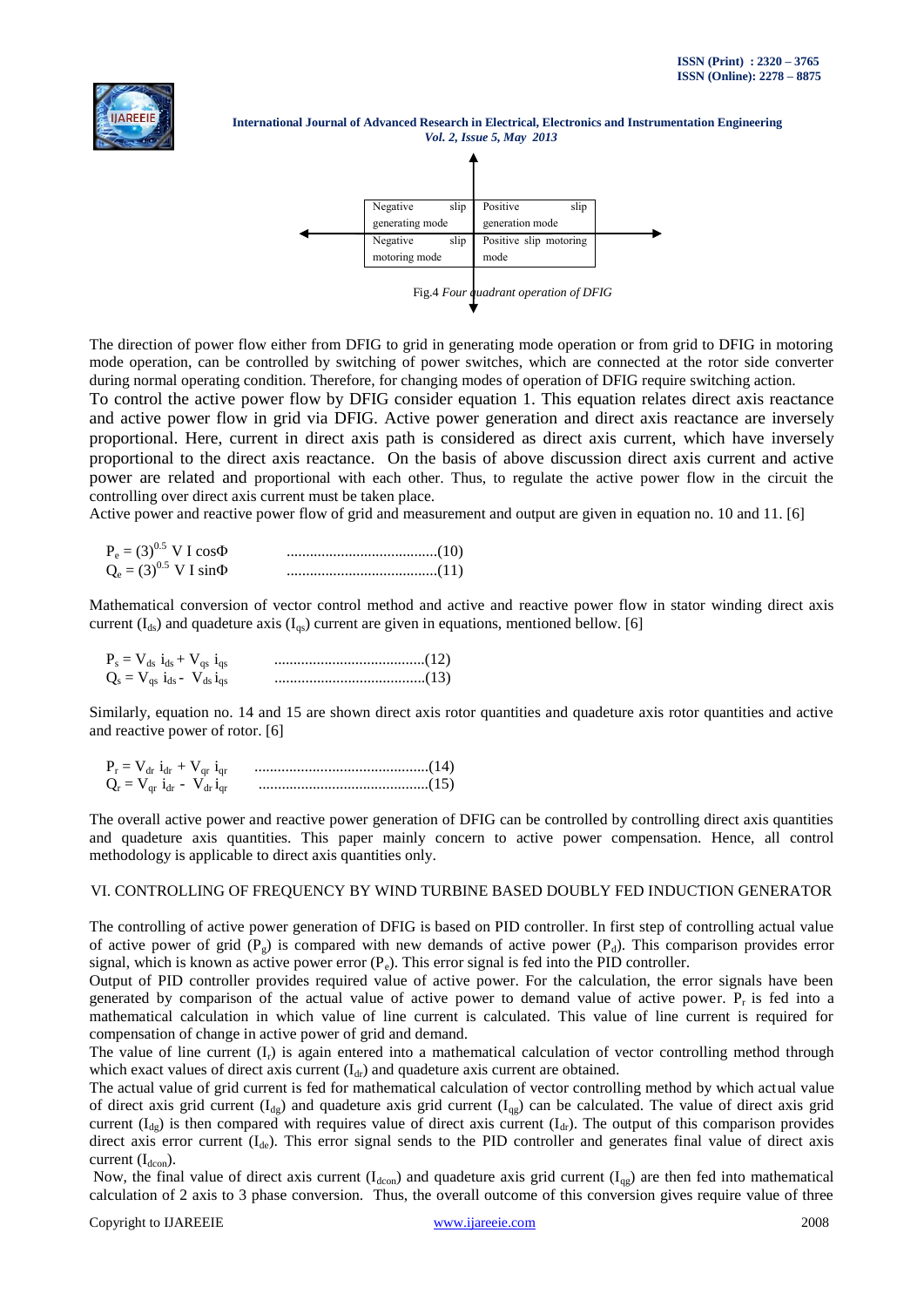| Negative slip generating mode | Positive slip generation mode |
|---|---|
| Negative slip motoring mode | Positive slip motoring mode |

Fig.4 *Four quadrant operation of DFIG*

The direction of power flow either from DFIG to grid in generating mode operation or from grid to DFIG in motoring mode operation, can be controlled by switching of power switches, which are connected at the rotor side converter during normal operating condition. Therefore, for changing modes of operation of DFIG require switching action.

To control the active power flow by DFIG consider equation 1. This equation relates direct axis reactance and active power flow in grid via DFIG. Active power generation and direct axis reactance are inversely proportional. Here, current in direct axis path is considered as direct axis current, which have inversely proportional to the direct axis reactance. On the basis of above discussion direct axis current and active power are related and proportional with each other. Thus, to regulate the active power flow in the circuit the controlling over direct axis current must be taken place.

Active power and reactive power flow of grid and measurement and output are given in equation no. 10 and 11. [6]

$$P_e = (3)^{0.5}\ V\ I\ \cos\Phi \qquad \text{.......................................(10)}$$

$$Q_e = (3)^{0.5}\ V\ I\ \sin\Phi \qquad \text{.......................................(11)}$$

Mathematical conversion of vector control method and active and reactive power flow in stator winding direct axis current ($I_{ds}$) and quadeture axis ($I_{qs}$) current are given in equations, mentioned bellow. [6]

$$P_s = V_{ds}\ i_{ds} + V_{qs}\ i_{qs} \qquad \text{.......................................(12)}$$

$$Q_s = V_{qs}\ i_{ds} - V_{ds}\ i_{qs} \qquad \text{.......................................(13)}$$

Similarly, equation no. 14 and 15 are shown direct axis rotor quantities and quadeture axis rotor quantities and active and reactive power of rotor. [6]

$$P_r = V_{dr}\ i_{dr} + V_{qr}\ i_{qr} \qquad \text{.............................................(14)}$$

$$Q_r = V_{qr}\ i_{dr} - V_{dr}\ i_{qr} \qquad \text{............................................(15)}$$

The overall active power and reactive power generation of DFIG can be controlled by controlling direct axis quantities and quadeture axis quantities. This paper mainly concern to active power compensation. Hence, all control methodology is applicable to direct axis quantities only.

## VI. CONTROLLING OF FREQUENCY BY WIND TURBINE BASED DOUBLY FED INDUCTION GENERATOR

The controlling of active power generation of DFIG is based on PID controller. In first step of controlling actual value of active power of grid ($P_g$) is compared with new demands of active power ($P_d$). This comparison provides error signal, which is known as active power error ($P_e$). This error signal is fed into the PID controller.

Output of PID controller provides required value of active power. For the calculation, the error signals have been generated by comparison of the actual value of active power to demand value of active power. $P_r$ is fed into a mathematical calculation in which value of line current is calculated. This value of line current is required for compensation of change in active power of grid and demand.

The value of line current ($I_r$) is again entered into a mathematical calculation of vector controlling method through which exact values of direct axis current ($I_{dr}$) and quadeture axis current are obtained.

The actual value of grid current is fed for mathematical calculation of vector controlling method by which actual value of direct axis grid current ($I_{dg}$) and quadeture axis grid current ($I_{qg}$) can be calculated. The value of direct axis grid current ($I_{dg}$) is then compared with requires value of direct axis current ($I_{dr}$). The output of this comparison provides direct axis error current ($I_{de}$). This error signal sends to the PID controller and generates final value of direct axis current ($I_{dcon}$).

Now, the final value of direct axis current ($I_{dcon}$) and quadeture axis grid current ($I_{qg}$) are then fed into mathematical calculation of 2 axis to 3 phase conversion. Thus, the overall outcome of this conversion gives require value of three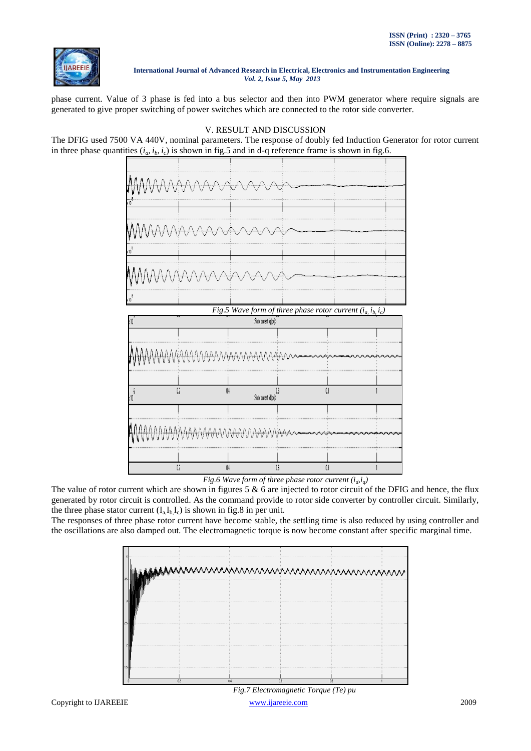phase current. Value of 3 phase is fed into a bus selector and then into PWM generator where require signals are generated to give proper switching of power switches which are connected to the rotor side converter.

## V. RESULT AND DISCUSSION

The DFIG used 7500 VA 440V, nominal parameters. The response of doubly fed Induction Generator for rotor current in three phase quantities ($i_a$, $i_b$, $i_c$) is shown in fig.5 and in d-q reference frame is shown in fig.6.

*Fig.5 Wave form of three phase rotor current ($i_a$, $i_b$, $i_c$)*

*Fig.6 Wave form of three phase rotor current ($i_d$,$i_q$)*

The value of rotor current which are shown in figures 5 & 6 are injected to rotor circuit of the DFIG and hence, the flux generated by rotor circuit is controlled. As the command provide to rotor side converter by controller circuit. Similarly, the three phase stator current ($I_a$, $I_b$, $I_c$) is shown in fig.8 in per unit.

The responses of three phase rotor current have become stable, the settling time is also reduced by using controller and the oscillations are also damped out. The electromagnetic torque is now become constant after specific marginal time.

*Fig.7 Electromagnetic Torque (Te) pu*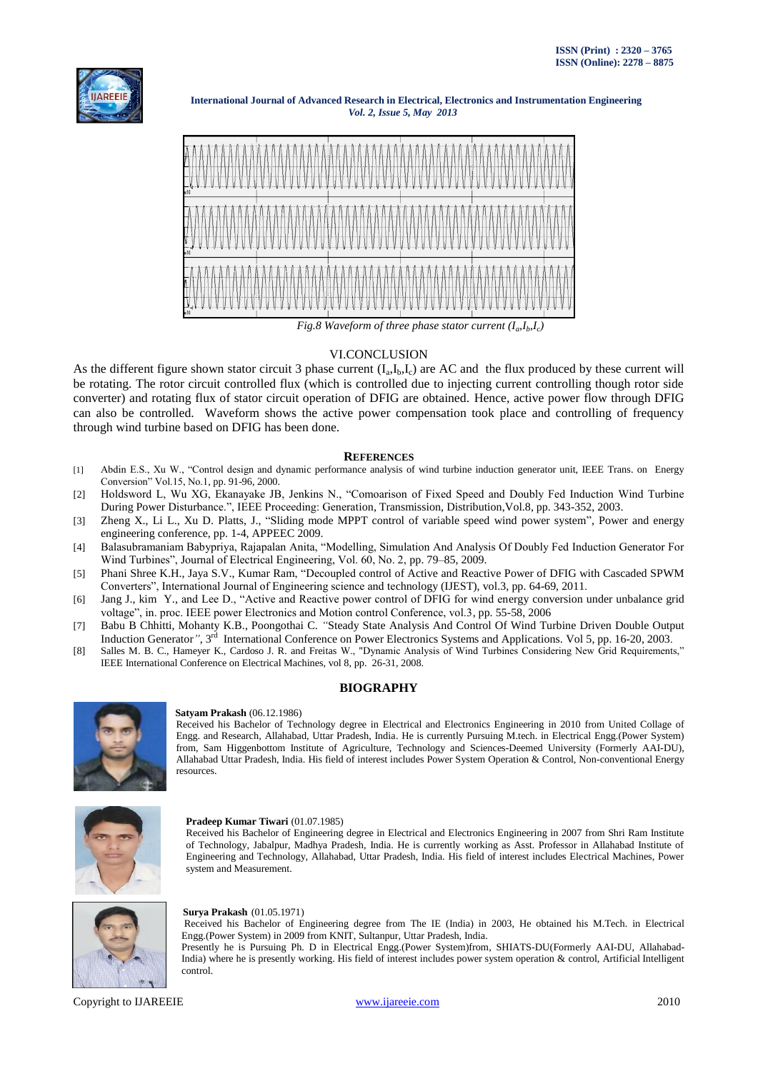*Fig.8 Waveform of three phase stator current ($I_a$,$I_b$,$I_c$)*

## VI.CONCLUSION

As the different figure shown stator circuit 3 phase current ($I_a$,$I_b$,$I_c$) are AC and the flux produced by these current will be rotating. The rotor circuit controlled flux (which is controlled due to injecting current controlling though rotor side converter) and rotating flux of stator circuit operation of DFIG are obtained. Hence, active power flow through DFIG can also be controlled. Waveform shows the active power compensation took place and controlling of frequency through wind turbine based on DFIG has been done.

## REFERENCES

[1] Abdin E.S., Xu W., "Control design and dynamic performance analysis of wind turbine induction generator unit, IEEE Trans. on Energy Conversion" Vol.15, No.1, pp. 91-96, 2000.

[2] Holdsword L, Wu XG, Ekanayake JB, Jenkins N., "Comoarison of Fixed Speed and Doubly Fed Induction Wind Turbine During Power Disturbance.", IEEE Proceeding: Generation, Transmission, Distribution,Vol.8, pp. 343-352, 2003.

[3] Zheng X., Li L., Xu D. Platts, J., "Sliding mode MPPT control of variable speed wind power system", Power and energy engineering conference, pp. 1-4, APPEEC 2009.

[4] Balasubramaniam Babypriya, Rajapalan Anita, "Modelling, Simulation And Analysis Of Doubly Fed Induction Generator For Wind Turbines", Journal of Electrical Engineering, Vol. 60, No. 2, pp. 79–85, 2009.

[5] Phani Shree K.H., Jaya S.V., Kumar Ram, "Decoupled control of Active and Reactive Power of DFIG with Cascaded SPWM Converters", International Journal of Engineering science and technology (IJEST), vol.3, pp. 64-69, 2011.

[6] Jang J., kim Y., and Lee D., "Active and Reactive power control of DFIG for wind energy conversion under unbalance grid voltage", in. proc. IEEE power Electronics and Motion control Conference, vol.3, pp. 55-58, 2006

[7] Babu B Chhitti, Mohanty K.B., Poongothai C. "Steady State Analysis And Control Of Wind Turbine Driven Double Output Induction Generator", 3rd International Conference on Power Electronics Systems and Applications. Vol 5, pp. 16-20, 2003.

[8] Salles M. B. C., Hameyer K., Cardoso J. R. and Freitas W., "Dynamic Analysis of Wind Turbines Considering New Grid Requirements," IEEE International Conference on Electrical Machines, vol 8, pp. 26-31, 2008.

## BIOGRAPHY

**Satyam Prakash** (06.12.1986)
Received his Bachelor of Technology degree in Electrical and Electronics Engineering in 2010 from United Collage of Engg. and Research, Allahabad, Uttar Pradesh, India. He is currently Pursuing M.tech. in Electrical Engg.(Power System) from, Sam Higgenbottom Institute of Agriculture, Technology and Sciences-Deemed University (Formerly AAI-DU), Allahabad Uttar Pradesh, India. His field of interest includes Power System Operation & Control, Non-conventional Energy resources.

**Pradeep Kumar Tiwari** (01.07.1985)
Received his Bachelor of Engineering degree in Electrical and Electronics Engineering in 2007 from Shri Ram Institute of Technology, Jabalpur, Madhya Pradesh, India. He is currently working as Asst. Professor in Allahabad Institute of Engineering and Technology, Allahabad, Uttar Pradesh, India. His field of interest includes Electrical Machines, Power system and Measurement.

**Surya Prakash** (01.05.1971)
Received his Bachelor of Engineering degree from The IE (India) in 2003, He obtained his M.Tech. in Electrical Engg.(Power System) in 2009 from KNIT, Sultanpur, Uttar Pradesh, India.
Presently he is Pursuing Ph. D in Electrical Engg.(Power System)from, SHIATS-DU(Formerly AAI-DU, Allahabad-India) where he is presently working. His field of interest includes power system operation & control, Artificial Intelligent control.